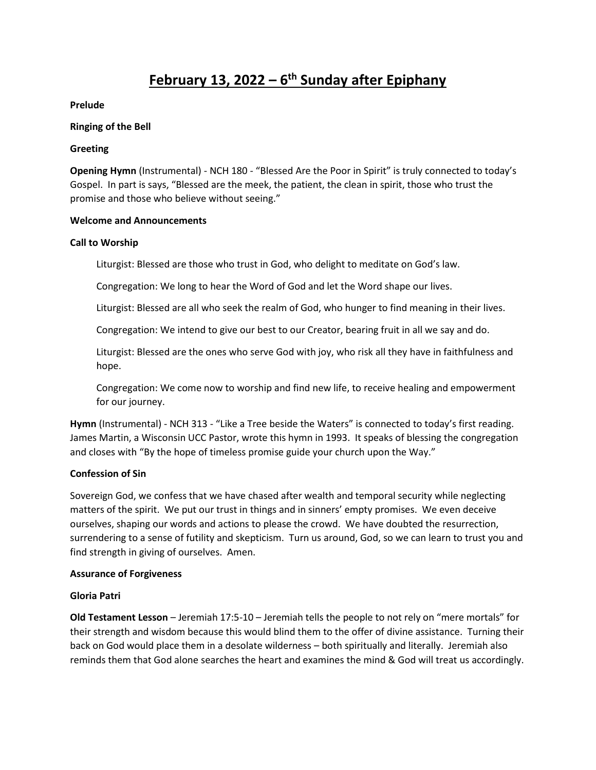# February 13, 2022 – 6th Sunday after Epiphany

**Prelude**

**Ringing of the Bell**

**Greeting**

**Opening Hymn** (Instrumental) - NCH 180 - "Blessed Are the Poor in Spirit" is truly connected to today's Gospel. In part is says, "Blessed are the meek, the patient, the clean in spirit, those who trust the promise and those who believe without seeing."

**Welcome and Announcements**

**Call to Worship**

Liturgist: Blessed are those who trust in God, who delight to meditate on God's law.

Congregation: We long to hear the Word of God and let the Word shape our lives.

Liturgist: Blessed are all who seek the realm of God, who hunger to find meaning in their lives.

Congregation: We intend to give our best to our Creator, bearing fruit in all we say and do.

Liturgist: Blessed are the ones who serve God with joy, who risk all they have in faithfulness and hope.

Congregation: We come now to worship and find new life, to receive healing and empowerment for our journey.

**Hymn** (Instrumental) - NCH 313 - "Like a Tree beside the Waters" is connected to today's first reading. James Martin, a Wisconsin UCC Pastor, wrote this hymn in 1993. It speaks of blessing the congregation and closes with "By the hope of timeless promise guide your church upon the Way."

**Confession of Sin**

Sovereign God, we confess that we have chased after wealth and temporal security while neglecting matters of the spirit. We put our trust in things and in sinners' empty promises. We even deceive ourselves, shaping our words and actions to please the crowd. We have doubted the resurrection, surrendering to a sense of futility and skepticism. Turn us around, God, so we can learn to trust you and find strength in giving of ourselves. Amen.

**Assurance of Forgiveness**

**Gloria Patri**

**Old Testament Lesson** – Jeremiah 17:5-10 – Jeremiah tells the people to not rely on "mere mortals" for their strength and wisdom because this would blind them to the offer of divine assistance. Turning their back on God would place them in a desolate wilderness – both spiritually and literally. Jeremiah also reminds them that God alone searches the heart and examines the mind & God will treat us accordingly.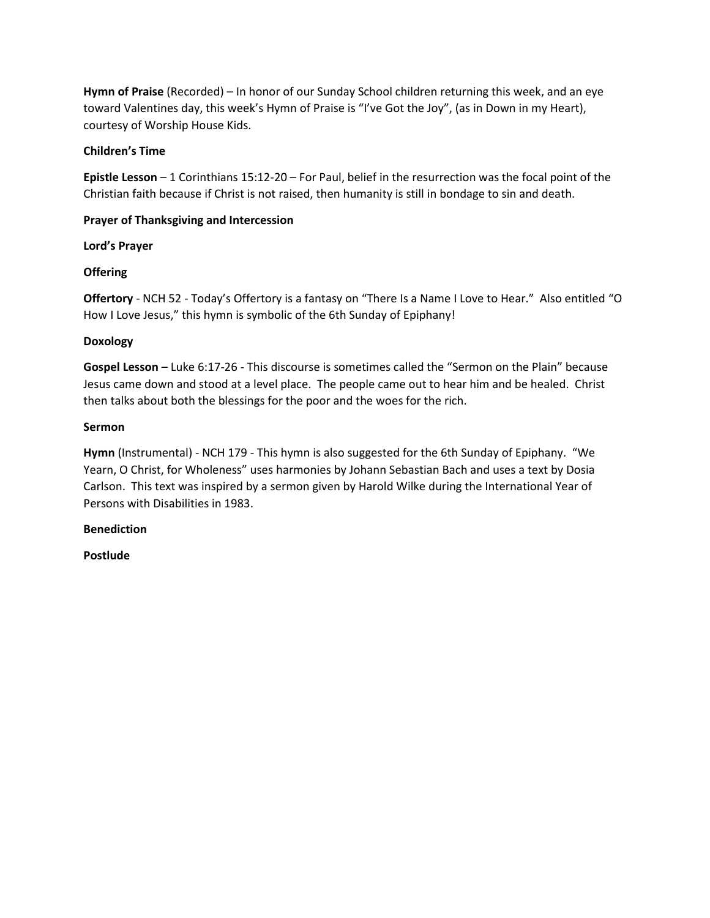**Hymn of Praise** (Recorded) – In honor of our Sunday School children returning this week, and an eye toward Valentines day, this week's Hymn of Praise is "I've Got the Joy", (as in Down in my Heart), courtesy of Worship House Kids.

**Children's Time**

**Epistle Lesson** – 1 Corinthians 15:12-20 – For Paul, belief in the resurrection was the focal point of the Christian faith because if Christ is not raised, then humanity is still in bondage to sin and death.

**Prayer of Thanksgiving and Intercession**

**Lord's Prayer**

**Offering**

**Offertory** - NCH 52 - Today's Offertory is a fantasy on "There Is a Name I Love to Hear." Also entitled "O How I Love Jesus," this hymn is symbolic of the 6th Sunday of Epiphany!

**Doxology**

**Gospel Lesson** – Luke 6:17-26 - This discourse is sometimes called the "Sermon on the Plain" because Jesus came down and stood at a level place. The people came out to hear him and be healed. Christ then talks about both the blessings for the poor and the woes for the rich.

**Sermon**

**Hymn** (Instrumental) - NCH 179 - This hymn is also suggested for the 6th Sunday of Epiphany. "We Yearn, O Christ, for Wholeness" uses harmonies by Johann Sebastian Bach and uses a text by Dosia Carlson. This text was inspired by a sermon given by Harold Wilke during the International Year of Persons with Disabilities in 1983.

**Benediction**

**Postlude**